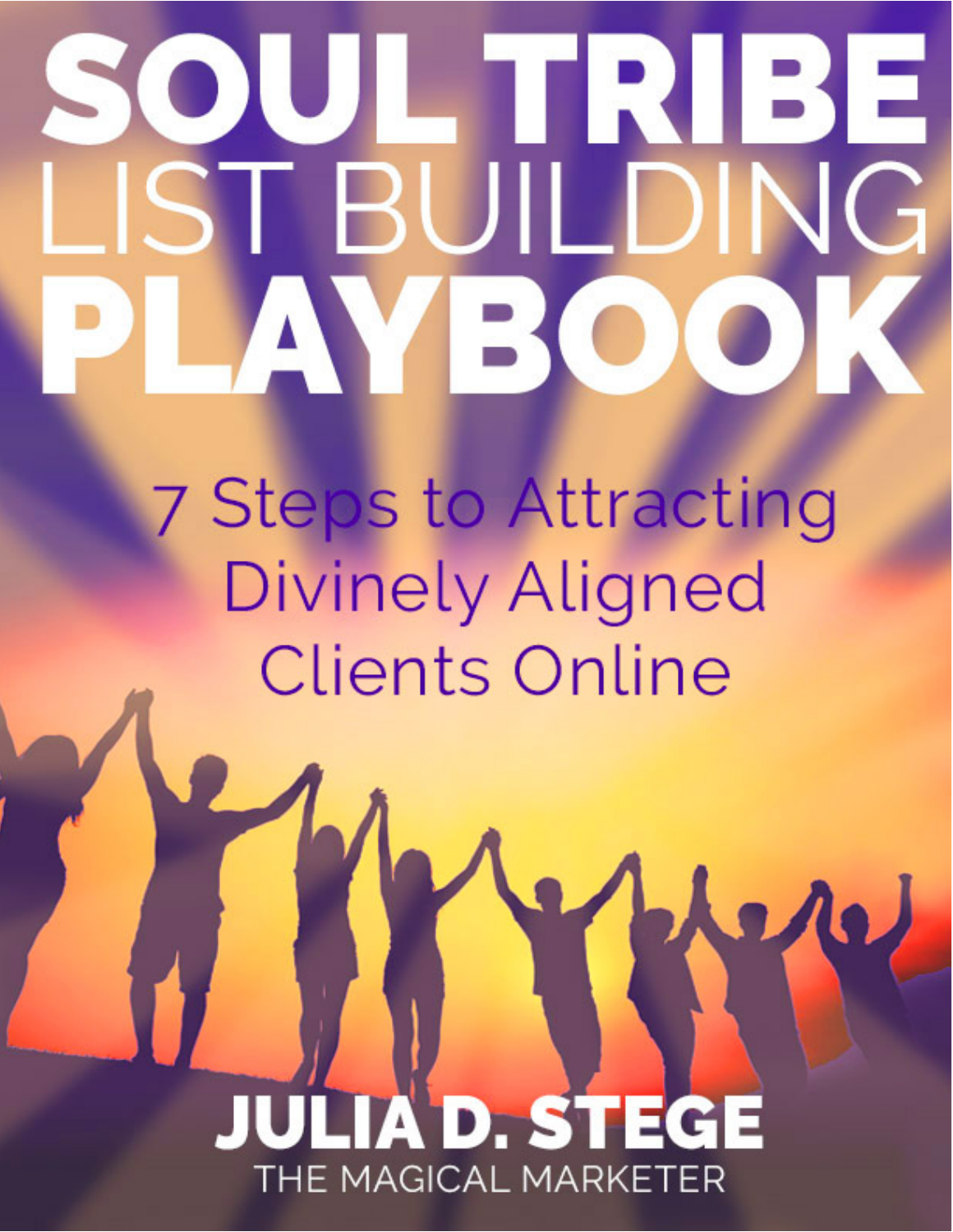# SOUL TRIBE LIST BUILDING PLAYBOOK

## 7 Steps to Attracting Divinely Aligned Clients Online

**JULIA D. STEGE**

THE MAGICAL MARKETER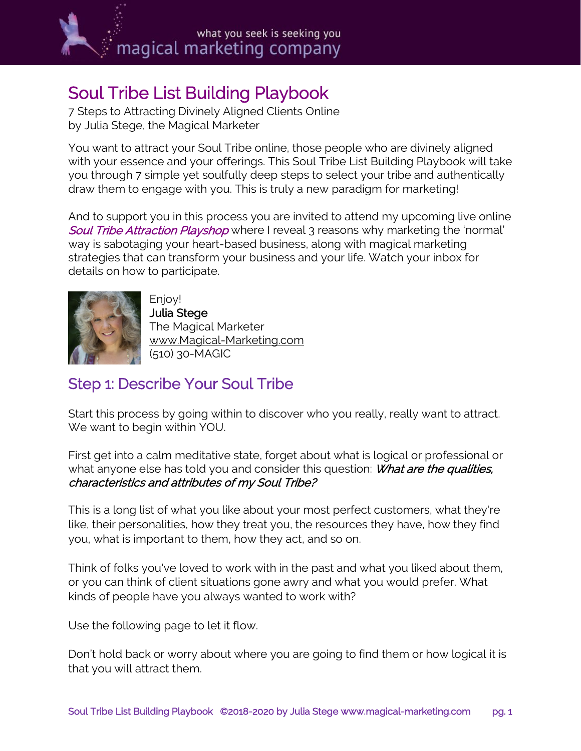# Soul Tribe List Building Playbook

7 Steps to Attracting Divinely Aligned Clients Online
by Julia Stege, the Magical Marketer

You want to attract your Soul Tribe online, those people who are divinely aligned with your essence and your offerings. This Soul Tribe List Building Playbook will take you through 7 simple yet soulfully deep steps to select your tribe and authentically draw them to engage with you. This is truly a new paradigm for marketing!

And to support you in this process you are invited to attend my upcoming live online *Soul Tribe Attraction Playshop* where I reveal 3 reasons why marketing the 'normal' way is sabotaging your heart-based business, along with magical marketing strategies that can transform your business and your life. Watch your inbox for details on how to participate.

Enjoy!
**Julia Stege**
The Magical Marketer
www.Magical-Marketing.com
(510) 30-MAGIC

## Step 1: Describe Your Soul Tribe

Start this process by going within to discover who you really, really want to attract. We want to begin within YOU.

First get into a calm meditative state, forget about what is logical or professional or what anyone else has told you and consider this question: *What are the qualities, characteristics and attributes of my Soul Tribe?*

This is a long list of what you like about your most perfect customers, what they're like, their personalities, how they treat you, the resources they have, how they find you, what is important to them, how they act, and so on.

Think of folks you've loved to work with in the past and what you liked about them, or you can think of client situations gone awry and what you would prefer. What kinds of people have you always wanted to work with?

Use the following page to let it flow.

Don't hold back or worry about where you are going to find them or how logical it is that you will attract them.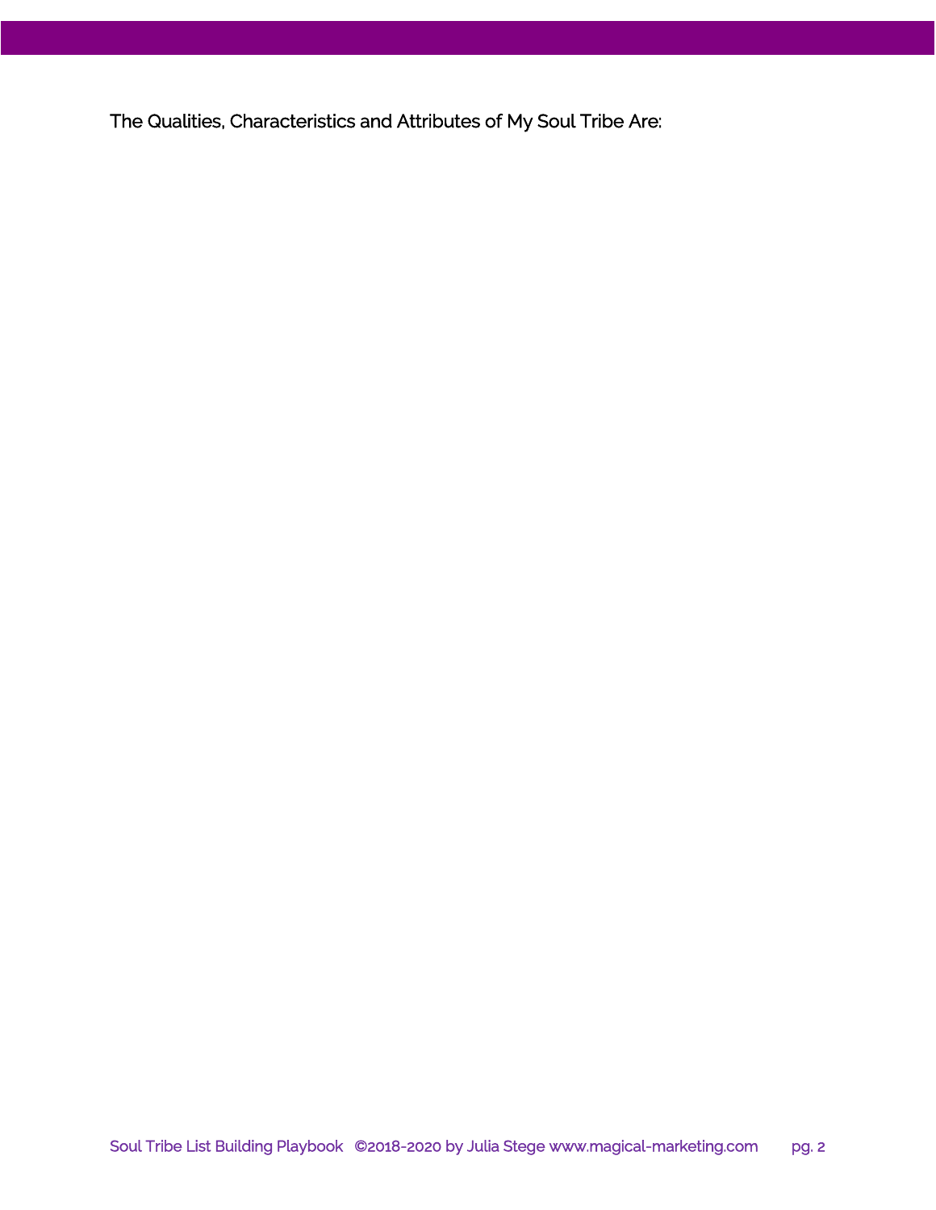The Qualities, Characteristics and Attributes of My Soul Tribe Are: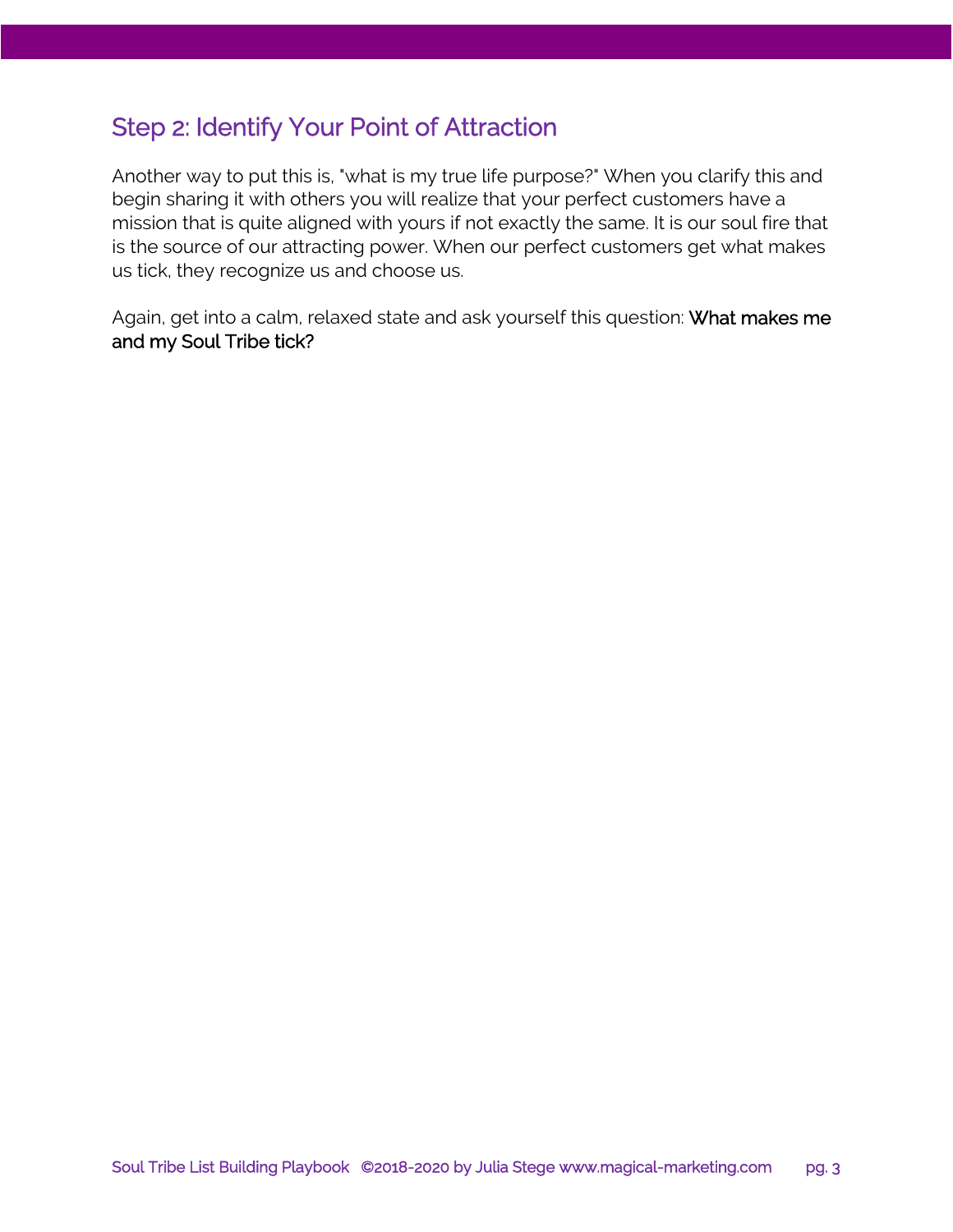## Step 2: Identify Your Point of Attraction

Another way to put this is, "what is my true life purpose?" When you clarify this and begin sharing it with others you will realize that your perfect customers have a mission that is quite aligned with yours if not exactly the same. It is our soul fire that is the source of our attracting power. When our perfect customers get what makes us tick, they recognize us and choose us.

Again, get into a calm, relaxed state and ask yourself this question: **What makes me and my Soul Tribe tick?**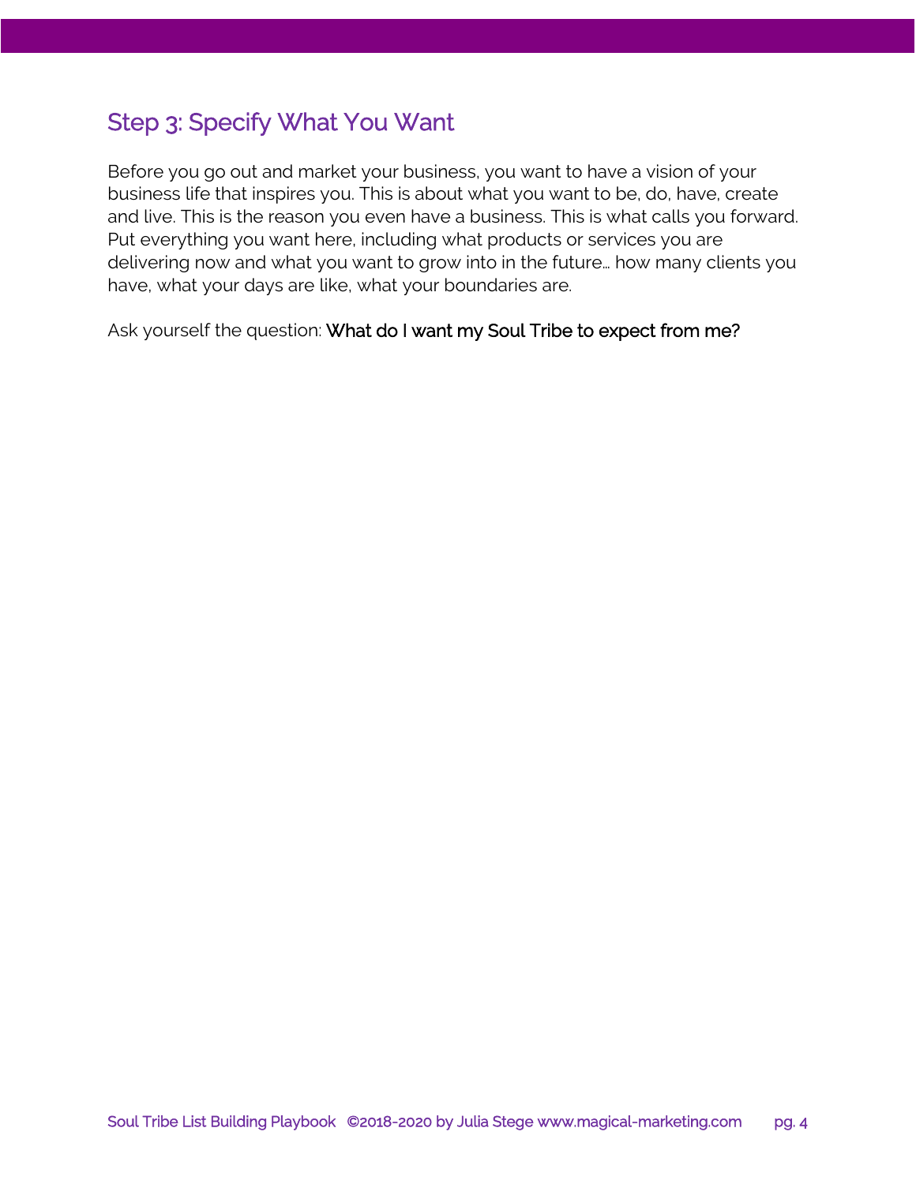## Step 3: Specify What You Want

Before you go out and market your business, you want to have a vision of your business life that inspires you. This is about what you want to be, do, have, create and live. This is the reason you even have a business. This is what calls you forward. Put everything you want here, including what products or services you are delivering now and what you want to grow into in the future… how many clients you have, what your days are like, what your boundaries are.

Ask yourself the question: **What do I want my Soul Tribe to expect from me?**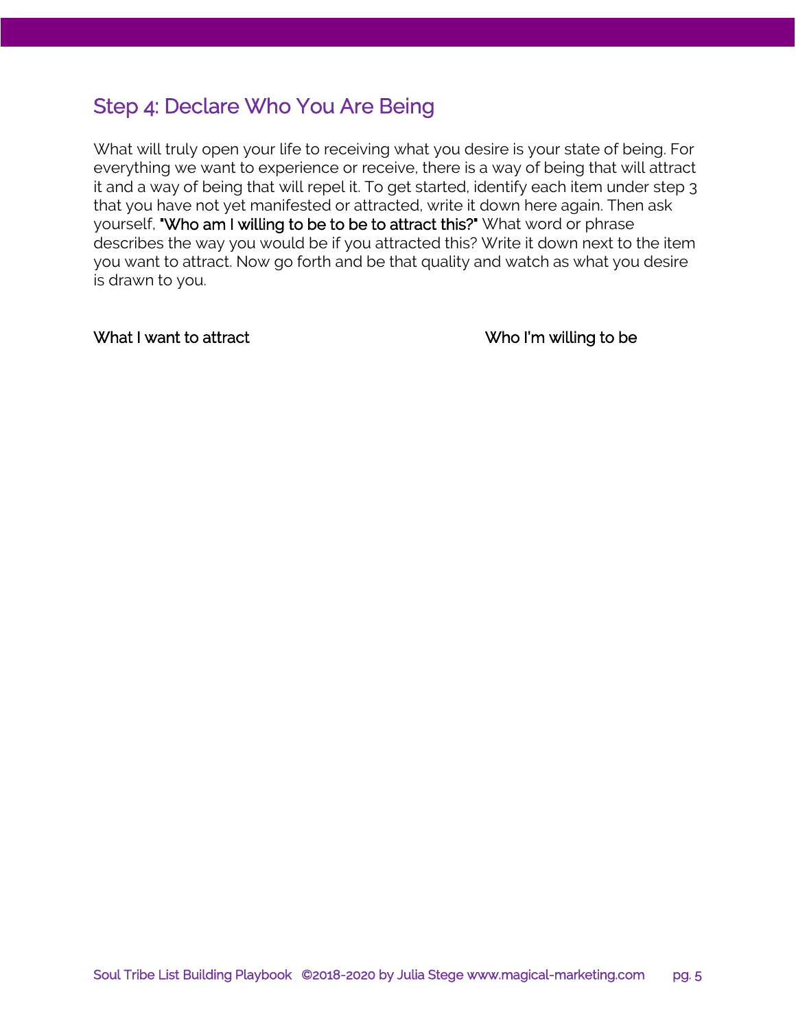## Step 4: Declare Who You Are Being

What will truly open your life to receiving what you desire is your state of being. For everything we want to experience or receive, there is a way of being that will attract it and a way of being that will repel it. To get started, identify each item under step 3 that you have not yet manifested or attracted, write it down here again. Then ask yourself, **"Who am I willing to be to be to attract this?"** What word or phrase describes the way you would be if you attracted this? Write it down next to the item you want to attract. Now go forth and be that quality and watch as what you desire is drawn to you.

| What I want to attract | Who I'm willing to be |
| --- | --- |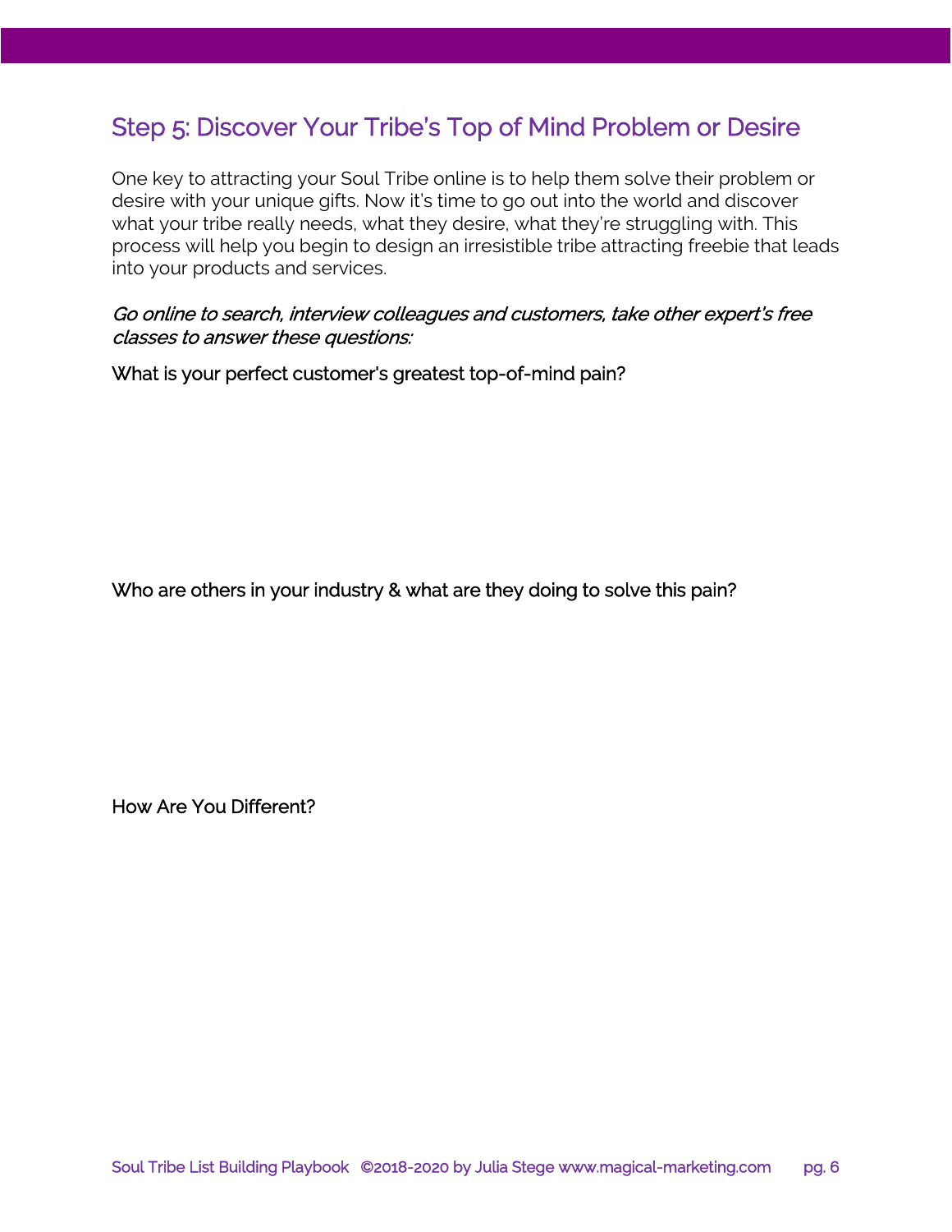## Step 5: Discover Your Tribe's Top of Mind Problem or Desire

One key to attracting your Soul Tribe online is to help them solve their problem or desire with your unique gifts. Now it's time to go out into the world and discover what your tribe really needs, what they desire, what they're struggling with. This process will help you begin to design an irresistible tribe attracting freebie that leads into your products and services.

*Go online to search, interview colleagues and customers, take other expert's free classes to answer these questions:*

What is your perfect customer's greatest top-of-mind pain?

Who are others in your industry & what are they doing to solve this pain?

How Are You Different?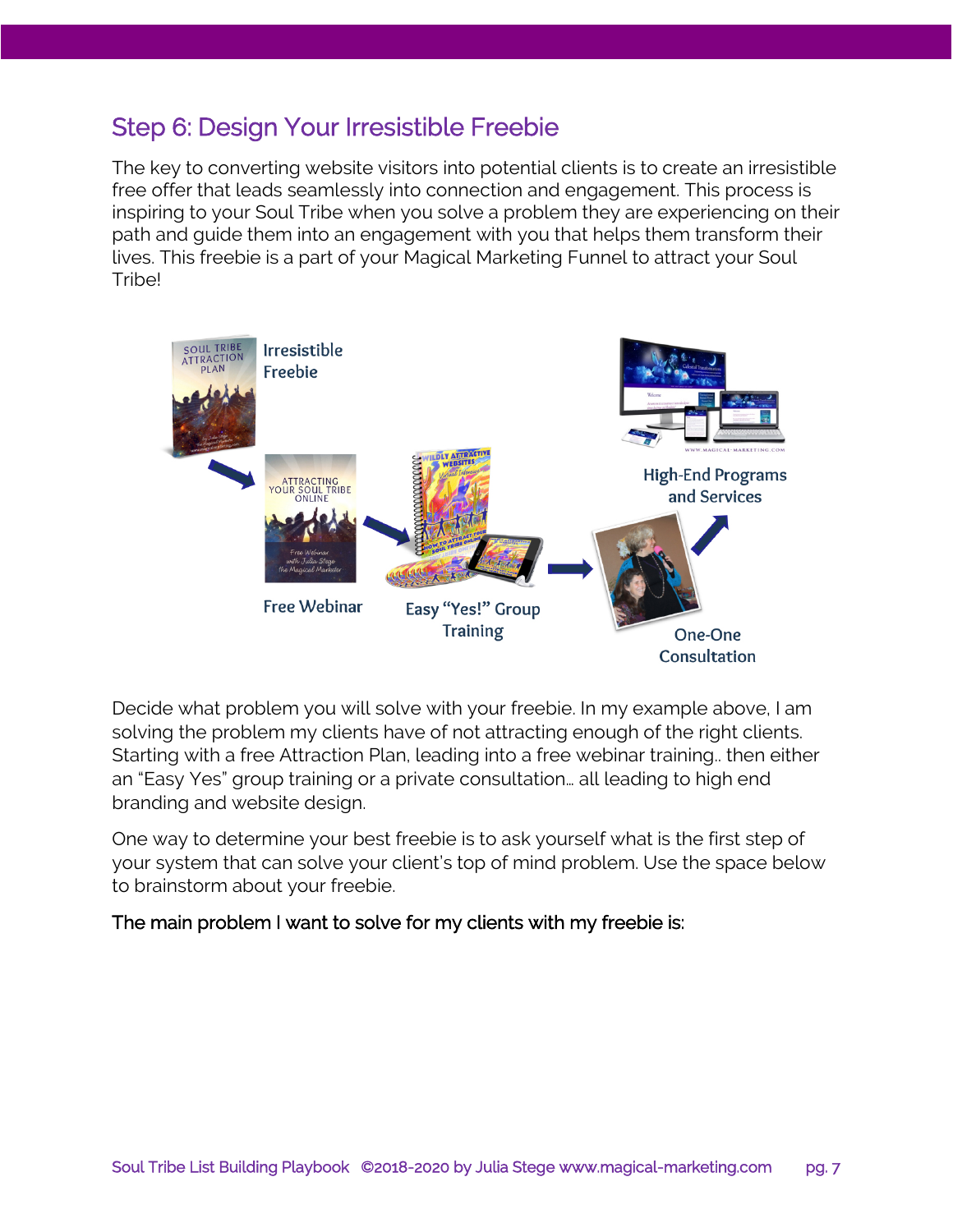## Step 6: Design Your Irresistible Freebie

The key to converting website visitors into potential clients is to create an irresistible free offer that leads seamlessly into connection and engagement. This process is inspiring to your Soul Tribe when you solve a problem they are experiencing on their path and guide them into an engagement with you that helps them transform their lives. This freebie is a part of your Magical Marketing Funnel to attract your Soul Tribe!

Irresistible Freebie

Free Webinar

Easy "Yes!" Group Training

One-One Consultation

High-End Programs and Services

Decide what problem you will solve with your freebie. In my example above, I am solving the problem my clients have of not attracting enough of the right clients. Starting with a free Attraction Plan, leading into a free webinar training.. then either an "Easy Yes" group training or a private consultation… all leading to high end branding and website design.

One way to determine your best freebie is to ask yourself what is the first step of your system that can solve your client's top of mind problem. Use the space below to brainstorm about your freebie.

The main problem I want to solve for my clients with my freebie is: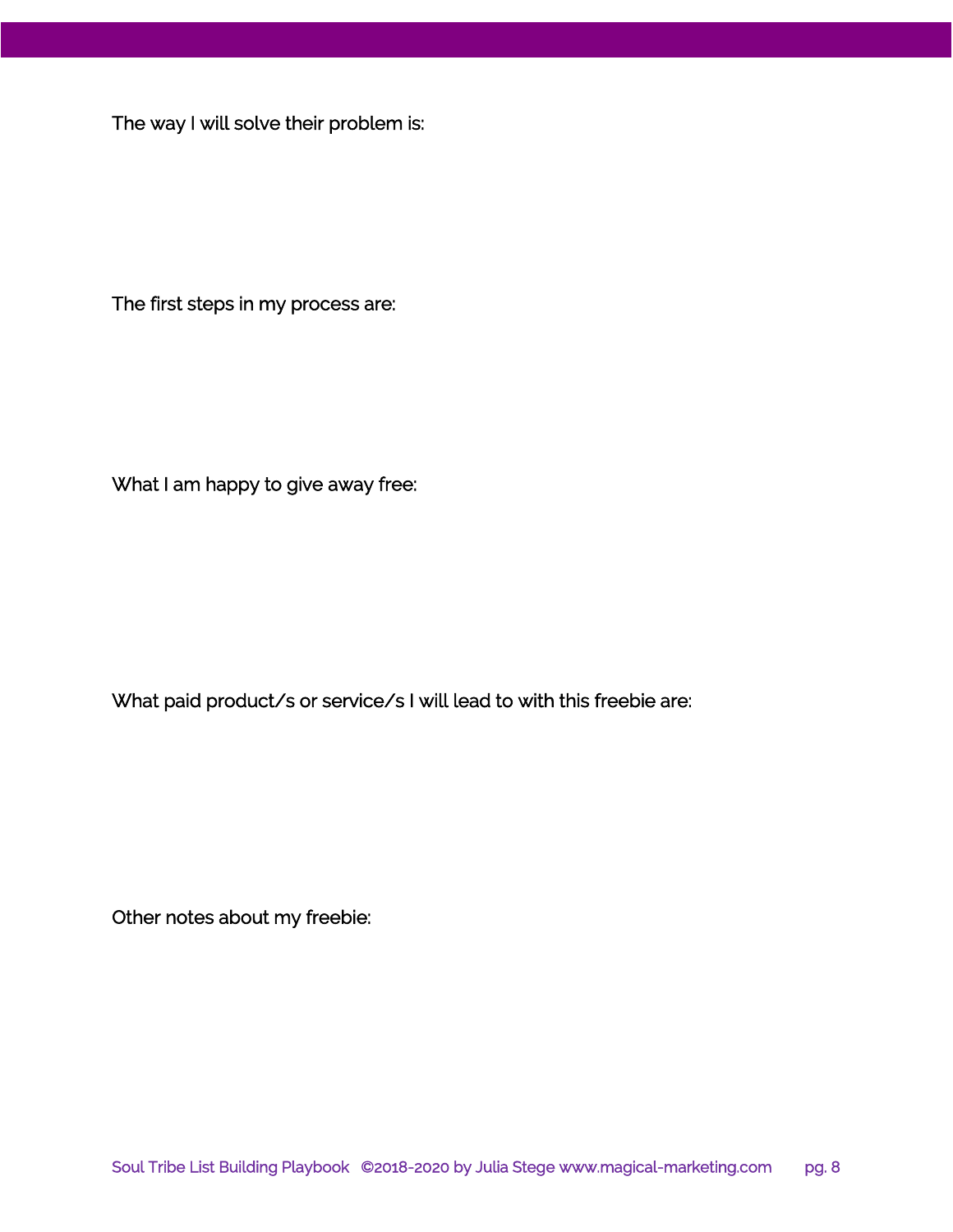The way I will solve their problem is:

The first steps in my process are:

What I am happy to give away free:

What paid product/s or service/s I will lead to with this freebie are:

Other notes about my freebie: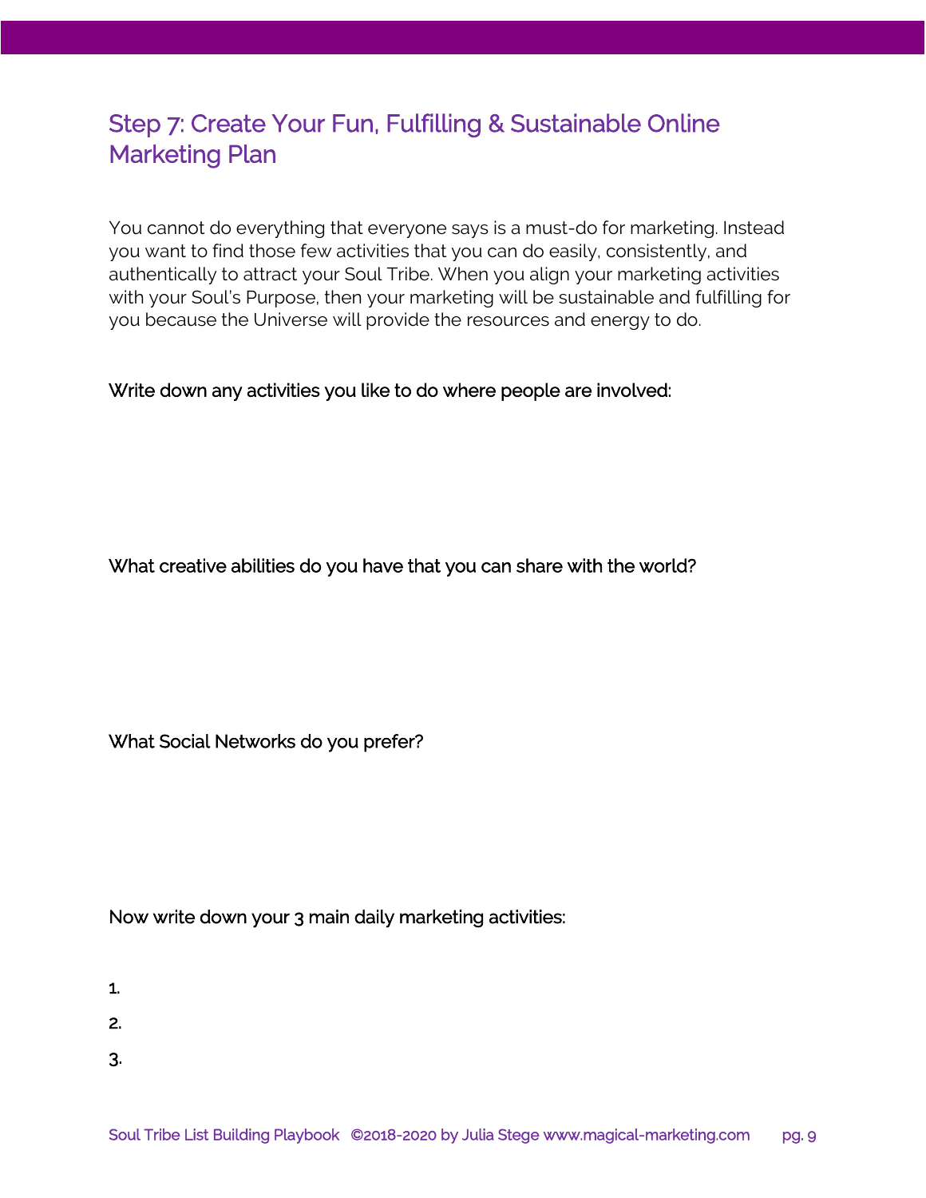## Step 7: Create Your Fun, Fulfilling & Sustainable Online Marketing Plan

You cannot do everything that everyone says is a must-do for marketing. Instead you want to find those few activities that you can do easily, consistently, and authentically to attract your Soul Tribe. When you align your marketing activities with your Soul's Purpose, then your marketing will be sustainable and fulfilling for you because the Universe will provide the resources and energy to do.

Write down any activities you like to do where people are involved:

What creative abilities do you have that you can share with the world?

What Social Networks do you prefer?

Now write down your 3 main daily marketing activities:

1.

2.

3.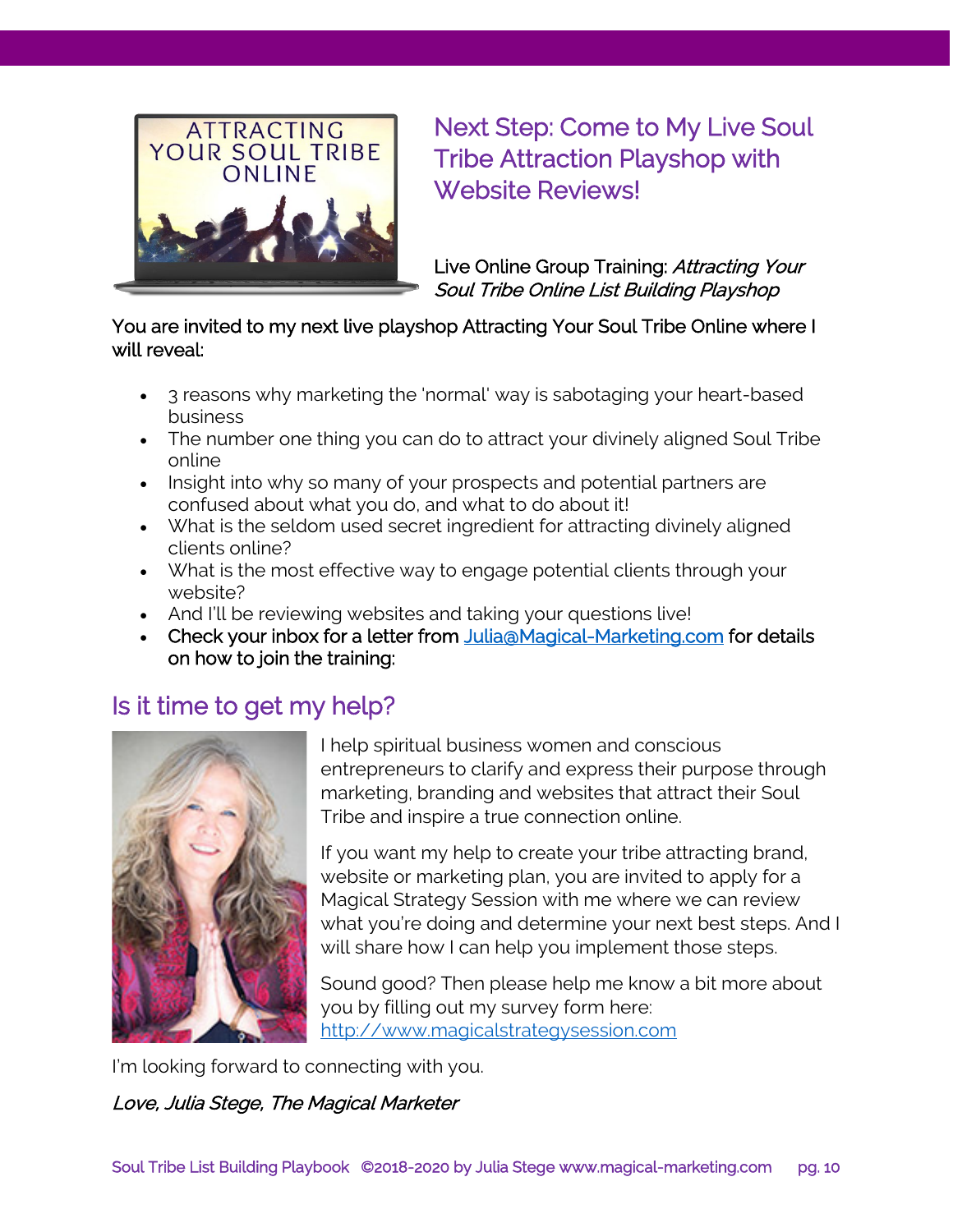## Next Step: Come to My Live Soul Tribe Attraction Playshop with Website Reviews!

Live Online Group Training: *Attracting Your Soul Tribe Online List Building Playshop*

You are invited to my next live playshop Attracting Your Soul Tribe Online where I will reveal:

- 3 reasons why marketing the 'normal' way is sabotaging your heart-based business
- The number one thing you can do to attract your divinely aligned Soul Tribe online
- Insight into why so many of your prospects and potential partners are confused about what you do, and what to do about it!
- What is the seldom used secret ingredient for attracting divinely aligned clients online?
- What is the most effective way to engage potential clients through your website?
- And I'll be reviewing websites and taking your questions live!
- Check your inbox for a letter from Julia@Magical-Marketing.com for details on how to join the training:

## Is it time to get my help?

I help spiritual business women and conscious entrepreneurs to clarify and express their purpose through marketing, branding and websites that attract their Soul Tribe and inspire a true connection online.

If you want my help to create your tribe attracting brand, website or marketing plan, you are invited to apply for a Magical Strategy Session with me where we can review what you're doing and determine your next best steps. And I will share how I can help you implement those steps.

Sound good? Then please help me know a bit more about you by filling out my survey form here: http://www.magicalstrategysession.com

I'm looking forward to connecting with you.

*Love, Julia Stege, The Magical Marketer*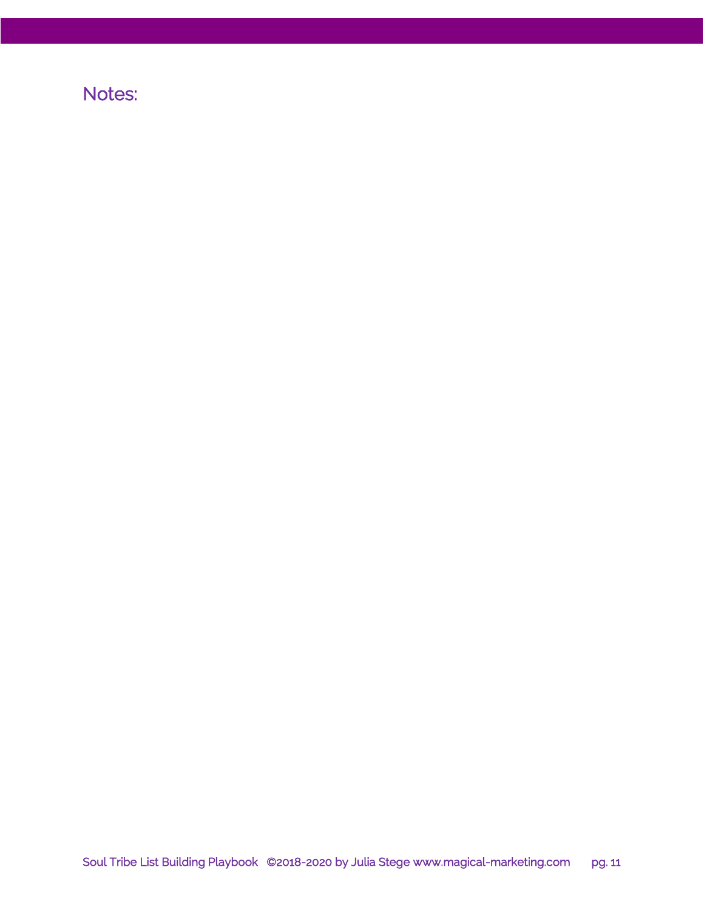## Notes: